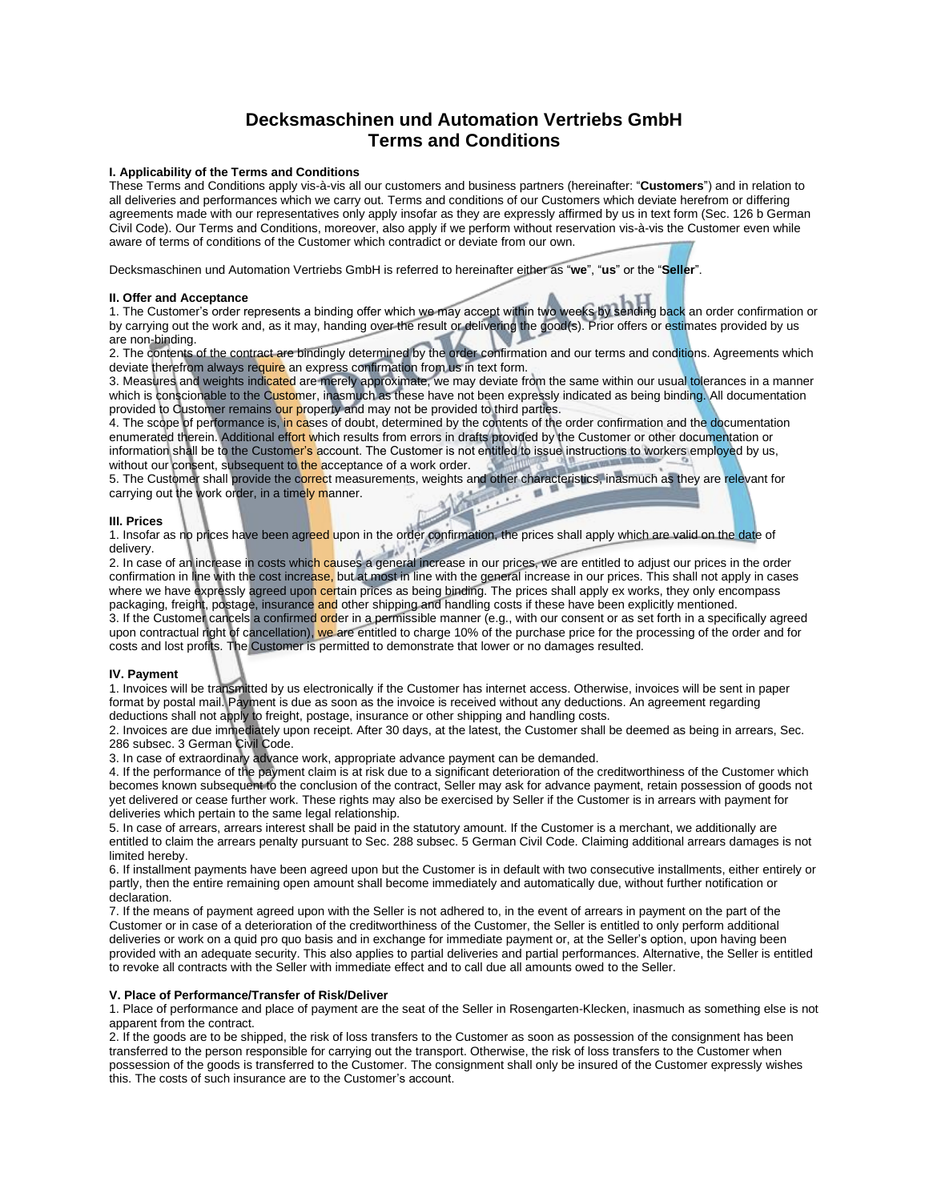# Decksmaschinen und Automation Vertriebs GmbH
# Terms and Conditions

### I. Applicability of the Terms and Conditions

These Terms and Conditions apply vis-à-vis all our customers and business partners (hereinafter: "**Customers**") and in relation to all deliveries and performances which we carry out. Terms and conditions of our Customers which deviate herefrom or differing agreements made with our representatives only apply insofar as they are expressly affirmed by us in text form (Sec. 126 b German Civil Code). Our Terms and Conditions, moreover, also apply if we perform without reservation vis-à-vis the Customer even while aware of terms of conditions of the Customer which contradict or deviate from our own.

Decksmaschinen und Automation Vertriebs GmbH is referred to hereinafter either as "**we**", "**us**" or the "**Seller**".

### II. Offer and Acceptance

1. The Customer's order represents a binding offer which we may accept within two weeks by sending back an order confirmation or by carrying out the work and, as it may, handing over the result or delivering the good(s). Prior offers or estimates provided by us are non-binding.
2. The contents of the contract are bindingly determined by the order confirmation and our terms and conditions. Agreements which deviate therefrom always require an express confirmation from us in text form.
3. Measures and weights indicated are merely approximate; we may deviate from the same within our usual tolerances in a manner which is conscionable to the Customer, inasmuch as these have not been expressly indicated as being binding. All documentation provided to Customer remains our property and may not be provided to third parties.
4. The scope of performance is, in cases of doubt, determined by the contents of the order confirmation and the documentation enumerated therein. Additional effort which results from errors in drafts provided by the Customer or other documentation or information shall be to the Customer's account. The Customer is not entitled to issue instructions to workers employed by us, without our consent, subsequent to the acceptance of a work order.
5. The Customer shall provide the correct measurements, weights and other characteristics, inasmuch as they are relevant for carrying out the work order, in a timely manner.

### III. Prices

1. Insofar as no prices have been agreed upon in the order confirmation, the prices shall apply which are valid on the date of delivery.
2. In case of an increase in costs which causes a general increase in our prices, we are entitled to adjust our prices in the order confirmation in line with the cost increase, but at most in line with the general increase in our prices. This shall not apply in cases where we have expressly agreed upon certain prices as being binding. The prices shall apply ex works, they only encompass packaging, freight, postage, insurance and other shipping and handling costs if these have been explicitly mentioned.
3. If the Customer cancels a confirmed order in a permissible manner (e.g., with our consent or as set forth in a specifically agreed upon contractual right of cancellation), we are entitled to charge 10% of the purchase price for the processing of the order and for costs and lost profits. The Customer is permitted to demonstrate that lower or no damages resulted.

### IV. Payment

1. Invoices will be transmitted by us electronically if the Customer has internet access. Otherwise, invoices will be sent in paper format by postal mail. Payment is due as soon as the invoice is received without any deductions. An agreement regarding deductions shall not apply to freight, postage, insurance or other shipping and handling costs.
2. Invoices are due immediately upon receipt. After 30 days, at the latest, the Customer shall be deemed as being in arrears, Sec. 286 subsec. 3 German Civil Code.
3. In case of extraordinary advance work, appropriate advance payment can be demanded.
4. If the performance of the payment claim is at risk due to a significant deterioration of the creditworthiness of the Customer which becomes known subsequent to the conclusion of the contract, Seller may ask for advance payment, retain possession of goods not yet delivered or cease further work. These rights may also be exercised by Seller if the Customer is in arrears with payment for deliveries which pertain to the same legal relationship.
5. In case of arrears, arrears interest shall be paid in the statutory amount. If the Customer is a merchant, we additionally are entitled to claim the arrears penalty pursuant to Sec. 288 subsec. 5 German Civil Code. Claiming additional arrears damages is not limited hereby.
6. If installment payments have been agreed upon but the Customer is in default with two consecutive installments, either entirely or partly, then the entire remaining open amount shall become immediately and automatically due, without further notification or declaration.
7. If the means of payment agreed upon with the Seller is not adhered to, in the event of arrears in payment on the part of the Customer or in case of a deterioration of the creditworthiness of the Customer, the Seller is entitled to only perform additional deliveries or work on a quid pro quo basis and in exchange for immediate payment or, at the Seller's option, upon having been provided with an adequate security. This also applies to partial deliveries and partial performances. Alternative, the Seller is entitled to revoke all contracts with the Seller with immediate effect and to call due all amounts owed to the Seller.

### V. Place of Performance/Transfer of Risk/Deliver

1. Place of performance and place of payment are the seat of the Seller in Rosengarten-Klecken, inasmuch as something else is not apparent from the contract.
2. If the goods are to be shipped, the risk of loss transfers to the Customer as soon as possession of the consignment has been transferred to the person responsible for carrying out the transport. Otherwise, the risk of loss transfers to the Customer when possession of the goods is transferred to the Customer. The consignment shall only be insured of the Customer expressly wishes this. The costs of such insurance are to the Customer's account.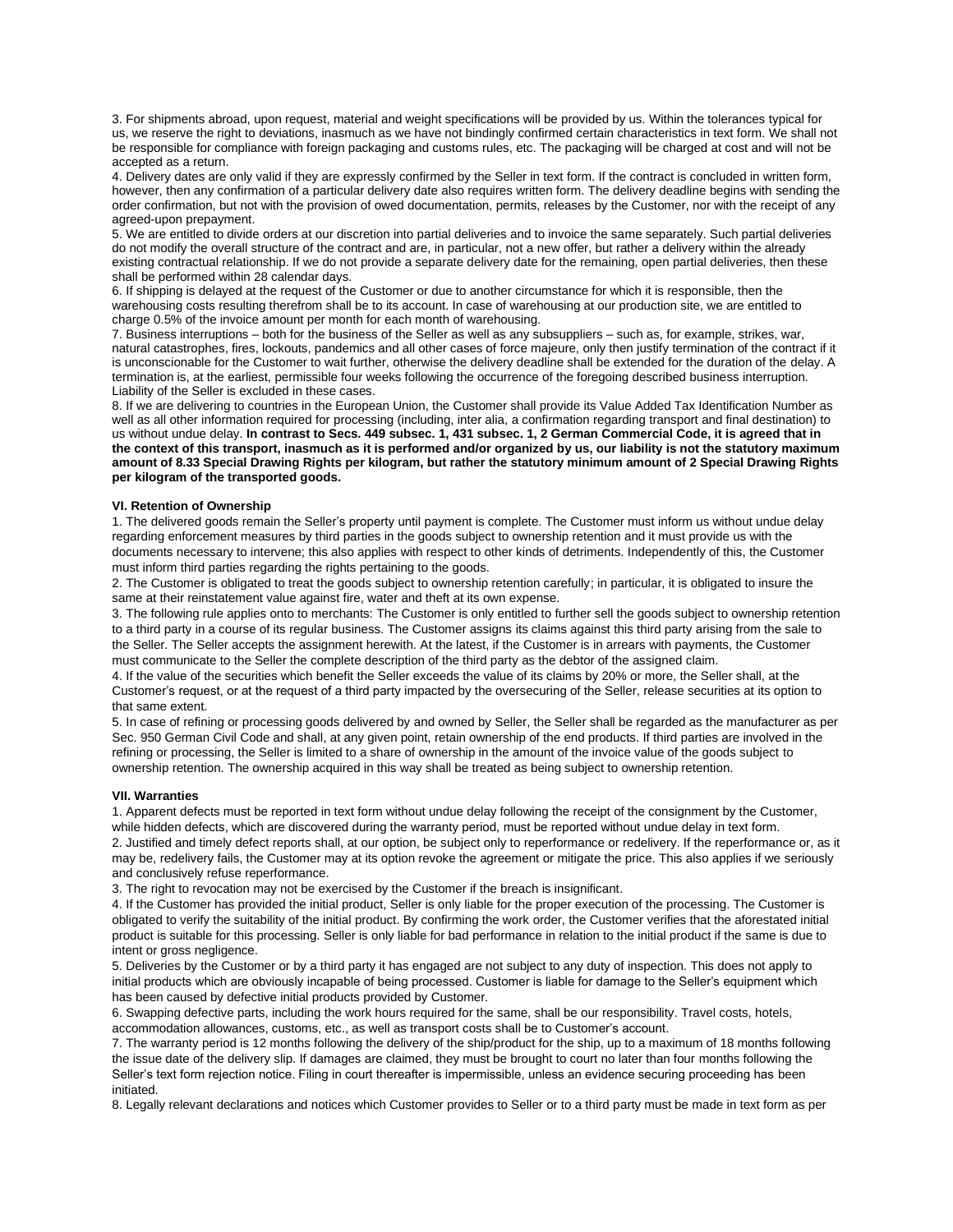3. For shipments abroad, upon request, material and weight specifications will be provided by us. Within the tolerances typical for us, we reserve the right to deviations, inasmuch as we have not bindingly confirmed certain characteristics in text form. We shall not be responsible for compliance with foreign packaging and customs rules, etc. The packaging will be charged at cost and will not be accepted as a return.

4. Delivery dates are only valid if they are expressly confirmed by the Seller in text form. If the contract is concluded in written form, however, then any confirmation of a particular delivery date also requires written form. The delivery deadline begins with sending the order confirmation, but not with the provision of owed documentation, permits, releases by the Customer, nor with the receipt of any agreed-upon prepayment.

5. We are entitled to divide orders at our discretion into partial deliveries and to invoice the same separately. Such partial deliveries do not modify the overall structure of the contract and are, in particular, not a new offer, but rather a delivery within the already existing contractual relationship. If we do not provide a separate delivery date for the remaining, open partial deliveries, then these shall be performed within 28 calendar days.

6. If shipping is delayed at the request of the Customer or due to another circumstance for which it is responsible, then the warehousing costs resulting therefrom shall be to its account. In case of warehousing at our production site, we are entitled to charge 0.5% of the invoice amount per month for each month of warehousing.

7. Business interruptions – both for the business of the Seller as well as any subsuppliers – such as, for example, strikes, war, natural catastrophes, fires, lockouts, pandemics and all other cases of force majeure, only then justify termination of the contract if it is unconscionable for the Customer to wait further, otherwise the delivery deadline shall be extended for the duration of the delay. A termination is, at the earliest, permissible four weeks following the occurrence of the foregoing described business interruption. Liability of the Seller is excluded in these cases.

8. If we are delivering to countries in the European Union, the Customer shall provide its Value Added Tax Identification Number as well as all other information required for processing (including, inter alia, a confirmation regarding transport and final destination) to us without undue delay. **In contrast to Secs. 449 subsec. 1, 431 subsec. 1, 2 German Commercial Code, it is agreed that in the context of this transport, inasmuch as it is performed and/or organized by us, our liability is not the statutory maximum amount of 8.33 Special Drawing Rights per kilogram, but rather the statutory minimum amount of 2 Special Drawing Rights per kilogram of the transported goods.**

### VI. Retention of Ownership

1. The delivered goods remain the Seller's property until payment is complete. The Customer must inform us without undue delay regarding enforcement measures by third parties in the goods subject to ownership retention and it must provide us with the documents necessary to intervene; this also applies with respect to other kinds of detriments. Independently of this, the Customer must inform third parties regarding the rights pertaining to the goods.

2. The Customer is obligated to treat the goods subject to ownership retention carefully; in particular, it is obligated to insure the same at their reinstatement value against fire, water and theft at its own expense.

3. The following rule applies onto to merchants: The Customer is only entitled to further sell the goods subject to ownership retention to a third party in a course of its regular business. The Customer assigns its claims against this third party arising from the sale to the Seller. The Seller accepts the assignment herewith. At the latest, if the Customer is in arrears with payments, the Customer must communicate to the Seller the complete description of the third party as the debtor of the assigned claim.

4. If the value of the securities which benefit the Seller exceeds the value of its claims by 20% or more, the Seller shall, at the Customer's request, or at the request of a third party impacted by the oversecuring of the Seller, release securities at its option to that same extent.

5. In case of refining or processing goods delivered by and owned by Seller, the Seller shall be regarded as the manufacturer as per Sec. 950 German Civil Code and shall, at any given point, retain ownership of the end products. If third parties are involved in the refining or processing, the Seller is limited to a share of ownership in the amount of the invoice value of the goods subject to ownership retention. The ownership acquired in this way shall be treated as being subject to ownership retention.

### VII. Warranties

1. Apparent defects must be reported in text form without undue delay following the receipt of the consignment by the Customer, while hidden defects, which are discovered during the warranty period, must be reported without undue delay in text form.

2. Justified and timely defect reports shall, at our option, be subject only to reperformance or redelivery. If the reperformance or, as it may be, redelivery fails, the Customer may at its option revoke the agreement or mitigate the price. This also applies if we seriously and conclusively refuse reperformance.

3. The right to revocation may not be exercised by the Customer if the breach is insignificant.

4. If the Customer has provided the initial product, Seller is only liable for the proper execution of the processing. The Customer is obligated to verify the suitability of the initial product. By confirming the work order, the Customer verifies that the aforestated initial product is suitable for this processing. Seller is only liable for bad performance in relation to the initial product if the same is due to intent or gross negligence.

5. Deliveries by the Customer or by a third party it has engaged are not subject to any duty of inspection. This does not apply to initial products which are obviously incapable of being processed. Customer is liable for damage to the Seller's equipment which has been caused by defective initial products provided by Customer.

6. Swapping defective parts, including the work hours required for the same, shall be our responsibility. Travel costs, hotels, accommodation allowances, customs, etc., as well as transport costs shall be to Customer's account.

7. The warranty period is 12 months following the delivery of the ship/product for the ship, up to a maximum of 18 months following the issue date of the delivery slip. If damages are claimed, they must be brought to court no later than four months following the Seller's text form rejection notice. Filing in court thereafter is impermissible, unless an evidence securing proceeding has been initiated.

8. Legally relevant declarations and notices which Customer provides to Seller or to a third party must be made in text form as per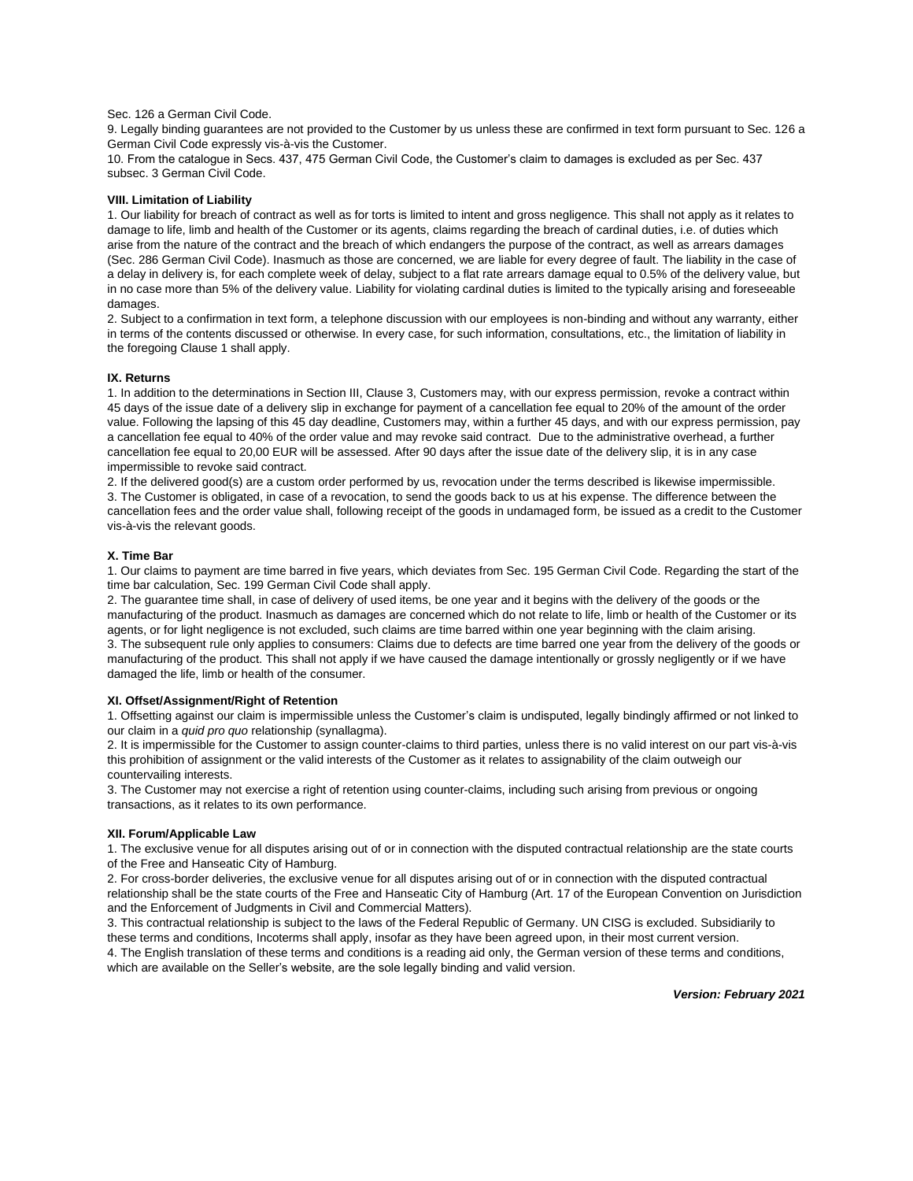Sec. 126 a German Civil Code.

9. Legally binding guarantees are not provided to the Customer by us unless these are confirmed in text form pursuant to Sec. 126 a German Civil Code expressly vis-à-vis the Customer.

10. From the catalogue in Secs. 437, 475 German Civil Code, the Customer's claim to damages is excluded as per Sec. 437 subsec. 3 German Civil Code.

**VIII. Limitation of Liability**

1. Our liability for breach of contract as well as for torts is limited to intent and gross negligence. This shall not apply as it relates to damage to life, limb and health of the Customer or its agents, claims regarding the breach of cardinal duties, i.e. of duties which arise from the nature of the contract and the breach of which endangers the purpose of the contract, as well as arrears damages (Sec. 286 German Civil Code). Inasmuch as those are concerned, we are liable for every degree of fault. The liability in the case of a delay in delivery is, for each complete week of delay, subject to a flat rate arrears damage equal to 0.5% of the delivery value, but in no case more than 5% of the delivery value. Liability for violating cardinal duties is limited to the typically arising and foreseeable damages.

2. Subject to a confirmation in text form, a telephone discussion with our employees is non-binding and without any warranty, either in terms of the contents discussed or otherwise. In every case, for such information, consultations, etc., the limitation of liability in the foregoing Clause 1 shall apply.

**IX. Returns**

1. In addition to the determinations in Section III, Clause 3, Customers may, with our express permission, revoke a contract within 45 days of the issue date of a delivery slip in exchange for payment of a cancellation fee equal to 20% of the amount of the order value. Following the lapsing of this 45 day deadline, Customers may, within a further 45 days, and with our express permission, pay a cancellation fee equal to 40% of the order value and may revoke said contract. Due to the administrative overhead, a further cancellation fee equal to 20,00 EUR will be assessed. After 90 days after the issue date of the delivery slip, it is in any case impermissible to revoke said contract.

2. If the delivered good(s) are a custom order performed by us, revocation under the terms described is likewise impermissible.

3. The Customer is obligated, in case of a revocation, to send the goods back to us at his expense. The difference between the cancellation fees and the order value shall, following receipt of the goods in undamaged form, be issued as a credit to the Customer vis-à-vis the relevant goods.

**X. Time Bar**

1. Our claims to payment are time barred in five years, which deviates from Sec. 195 German Civil Code. Regarding the start of the time bar calculation, Sec. 199 German Civil Code shall apply.

2. The guarantee time shall, in case of delivery of used items, be one year and it begins with the delivery of the goods or the manufacturing of the product. Inasmuch as damages are concerned which do not relate to life, limb or health of the Customer or its agents, or for light negligence is not excluded, such claims are time barred within one year beginning with the claim arising.

3. The subsequent rule only applies to consumers: Claims due to defects are time barred one year from the delivery of the goods or manufacturing of the product. This shall not apply if we have caused the damage intentionally or grossly negligently or if we have damaged the life, limb or health of the consumer.

**XI. Offset/Assignment/Right of Retention**

1. Offsetting against our claim is impermissible unless the Customer's claim is undisputed, legally bindingly affirmed or not linked to our claim in a *quid pro quo* relationship (synallagma).

2. It is impermissible for the Customer to assign counter-claims to third parties, unless there is no valid interest on our part vis-à-vis this prohibition of assignment or the valid interests of the Customer as it relates to assignability of the claim outweigh our countervailing interests.

3. The Customer may not exercise a right of retention using counter-claims, including such arising from previous or ongoing transactions, as it relates to its own performance.

**XII. Forum/Applicable Law**

1. The exclusive venue for all disputes arising out of or in connection with the disputed contractual relationship are the state courts of the Free and Hanseatic City of Hamburg.

2. For cross-border deliveries, the exclusive venue for all disputes arising out of or in connection with the disputed contractual relationship shall be the state courts of the Free and Hanseatic City of Hamburg (Art. 17 of the European Convention on Jurisdiction and the Enforcement of Judgments in Civil and Commercial Matters).

3. This contractual relationship is subject to the laws of the Federal Republic of Germany. UN CISG is excluded. Subsidiarily to these terms and conditions, Incoterms shall apply, insofar as they have been agreed upon, in their most current version.

4. The English translation of these terms and conditions is a reading aid only, the German version of these terms and conditions, which are available on the Seller's website, are the sole legally binding and valid version.

***Version: February 2021***